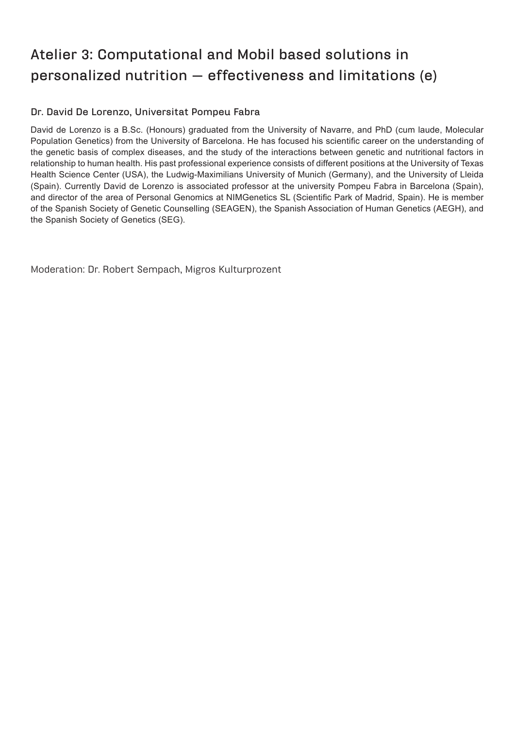# Atelier 3: Computational and Mobil based solutions in personalized nutrition — effectiveness and limitations (e)

### Dr. David De Lorenzo, Universitat Pompeu Fabra

David de Lorenzo is a B.Sc. (Honours) graduated from the University of Navarre, and PhD (cum laude, Molecular Population Genetics) from the University of Barcelona. He has focused his scientific career on the understanding of the genetic basis of complex diseases, and the study of the interactions between genetic and nutritional factors in relationship to human health. His past professional experience consists of different positions at the University of Texas Health Science Center (USA), the Ludwig-Maximilians University of Munich (Germany), and the University of Lleida (Spain). Currently David de Lorenzo is associated professor at the university Pompeu Fabra in Barcelona (Spain), and director of the area of Personal Genomics at NIMGenetics SL (Scientific Park of Madrid, Spain). He is member of the Spanish Society of Genetic Counselling (SEAGEN), the Spanish Association of Human Genetics (AEGH), and the Spanish Society of Genetics (SEG).

Moderation: Dr. Robert Sempach, Migros Kulturprozent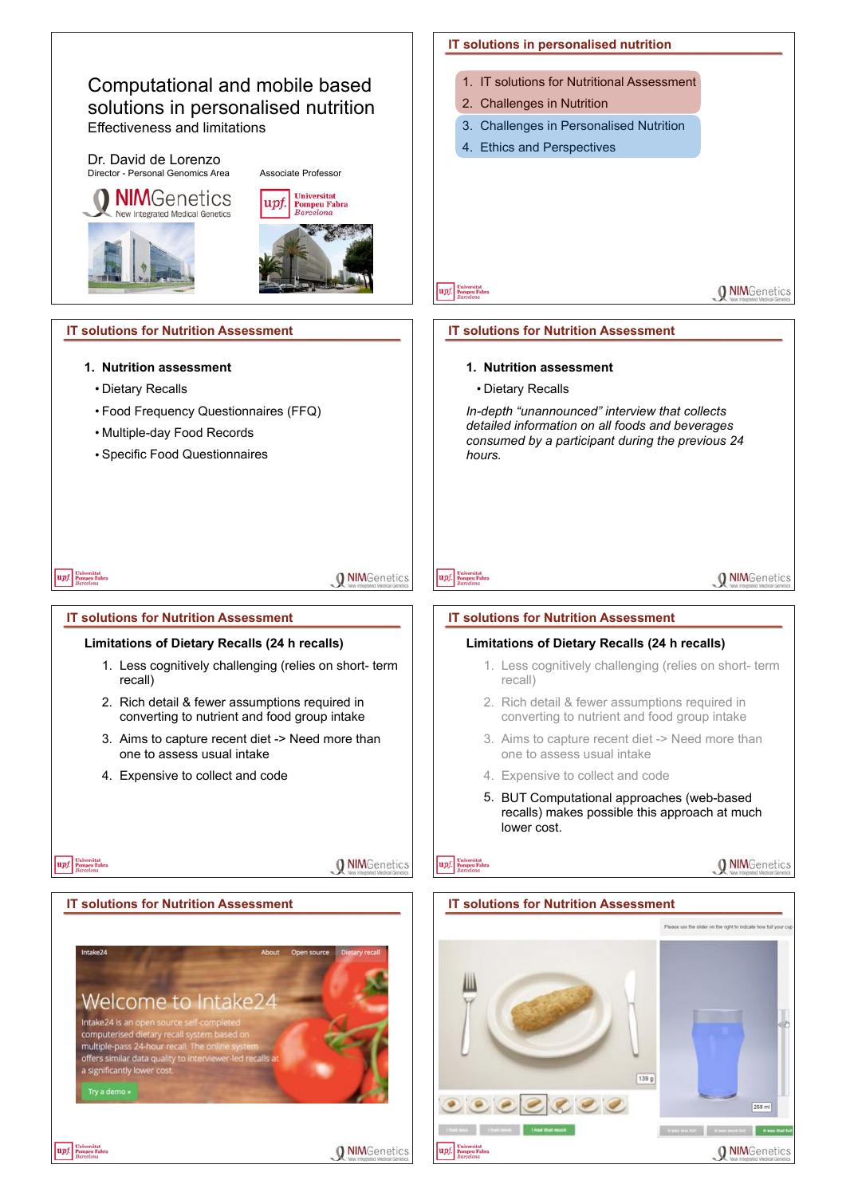# Computational and mobile based solutions in personalised nutrition

Effectiveness and limitations

Dr. David de Lorenzo

Director - Personal Genomics Area

NIMGenetics
New Integrated Medical Genetics

Associate Professor

Universitat Pompeu Fabra Barcelona

---

## IT solutions in personalised nutrition

1. IT solutions for Nutritional Assessment
2. Challenges in Nutrition
3. Challenges in Personalised Nutrition
4. Ethics and Perspectives

---

## IT solutions for Nutrition Assessment

1. **Nutrition assessment**
   - Dietary Recalls
   - Food Frequency Questionnaires (FFQ)
   - Multiple-day Food Records
   - Specific Food Questionnaires

---

## IT solutions for Nutrition Assessment

1. **Nutrition assessment**
   - Dietary Recalls

*In-depth "unannounced" interview that collects detailed information on all foods and beverages consumed by a participant during the previous 24 hours.*

---

## IT solutions for Nutrition Assessment

**Limitations of Dietary Recalls (24 h recalls)**

1. Less cognitively challenging (relies on short- term recall)
2. Rich detail & fewer assumptions required in converting to nutrient and food group intake
3. Aims to capture recent diet -> Need more than one to assess usual intake
4. Expensive to collect and code

---

## IT solutions for Nutrition Assessment

**Limitations of Dietary Recalls (24 h recalls)**

1. Less cognitively challenging (relies on short- term recall)
2. Rich detail & fewer assumptions required in converting to nutrient and food group intake
3. Aims to capture recent diet -> Need more than one to assess usual intake
4. Expensive to collect and code
5. BUT Computational approaches (web-based recalls) makes possible this approach at much lower cost.

---

## IT solutions for Nutrition Assessment

Intake24 — About — Open source — Dietary recall

Welcome to Intake24

Intake24 is an open source self-completed computerised dietary recall system based on multiple-pass 24-hour recall. The online system offers similar data quality to interviewer-led recalls at a significantly lower cost.

Try a demo »

---

## IT solutions for Nutrition Assessment

Please use the slider on the right to indicate how full your cup

139 g

268 ml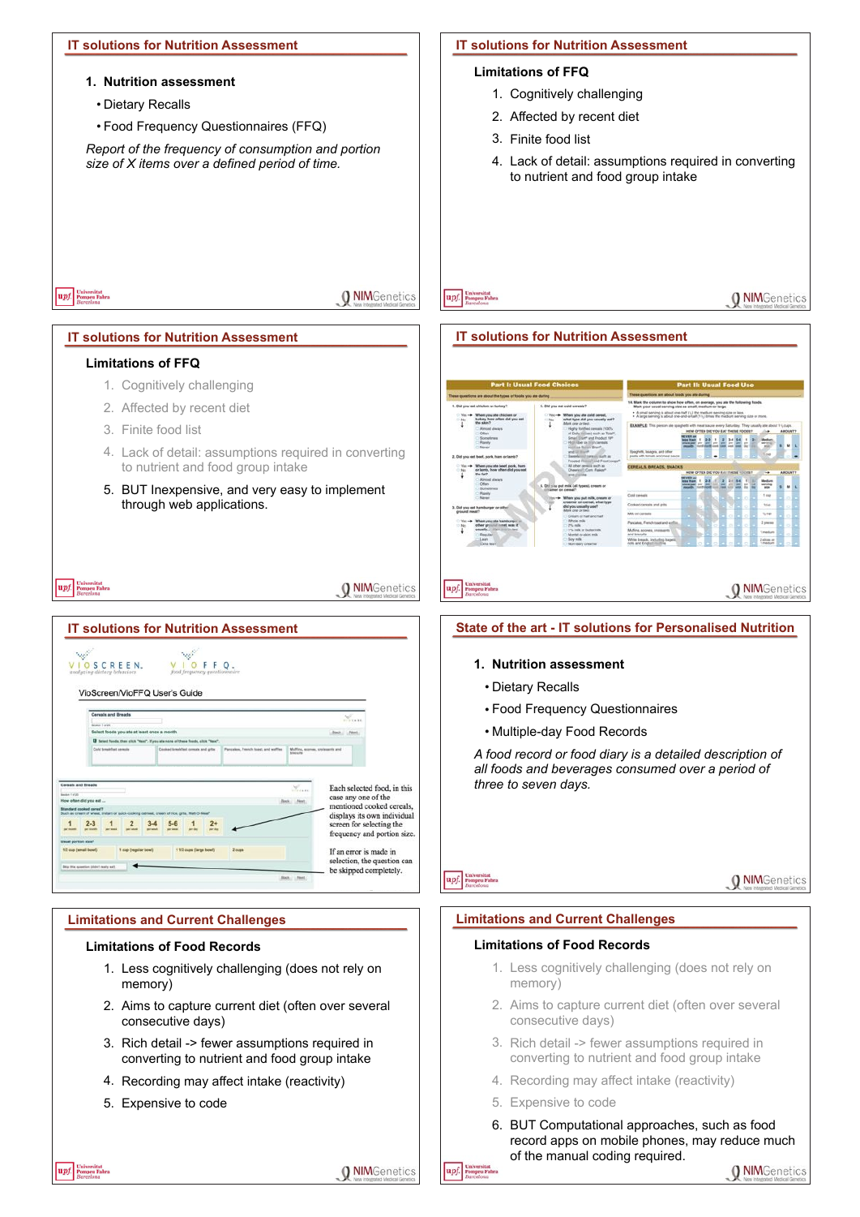## IT solutions for Nutrition Assessment

1. **Nutrition assessment**
   - Dietary Recalls
   - Food Frequency Questionnaires (FFQ)

*Report of the frequency of consumption and portion size of X items over a defined period of time.*

## IT solutions for Nutrition Assessment

**Limitations of FFQ**

1. Cognitively challenging
2. Affected by recent diet
3. Finite food list
4. Lack of detail: assumptions required in converting to nutrient and food group intake

## IT solutions for Nutrition Assessment

**Limitations of FFQ**

1. Cognitively challenging
2. Affected by recent diet
3. Finite food list
4. Lack of detail: assumptions required in converting to nutrient and food group intake
5. BUT Inexpensive, and very easy to implement through web applications.

## IT solutions for Nutrition Assessment

## IT solutions for Nutrition Assessment

VioScreen/VioFFQ User's Guide

Each selected food, in this case any one of the mentioned cooked cereals, displays its own individual screen for selecting the frequency and portion size.

If an error is made in selection, the question can be skipped completely.

## State of the art - IT solutions for Personalised Nutrition

1. **Nutrition assessment**
   - Dietary Recalls
   - Food Frequency Questionnaires
   - Multiple-day Food Records

*A food record or food diary is a detailed description of all foods and beverages consumed over a period of three to seven days.*

## Limitations and Current Challenges

**Limitations of Food Records**

1. Less cognitively challenging (does not rely on memory)
2. Aims to capture current diet (often over several consecutive days)
3. Rich detail -> fewer assumptions required in converting to nutrient and food group intake
4. Recording may affect intake (reactivity)
5. Expensive to code

## Limitations and Current Challenges

**Limitations of Food Records**

1. Less cognitively challenging (does not rely on memory)
2. Aims to capture current diet (often over several consecutive days)
3. Rich detail -> fewer assumptions required in converting to nutrient and food group intake
4. Recording may affect intake (reactivity)
5. Expensive to code
6. BUT Computational approaches, such as food record apps on mobile phones, may reduce much of the manual coding required.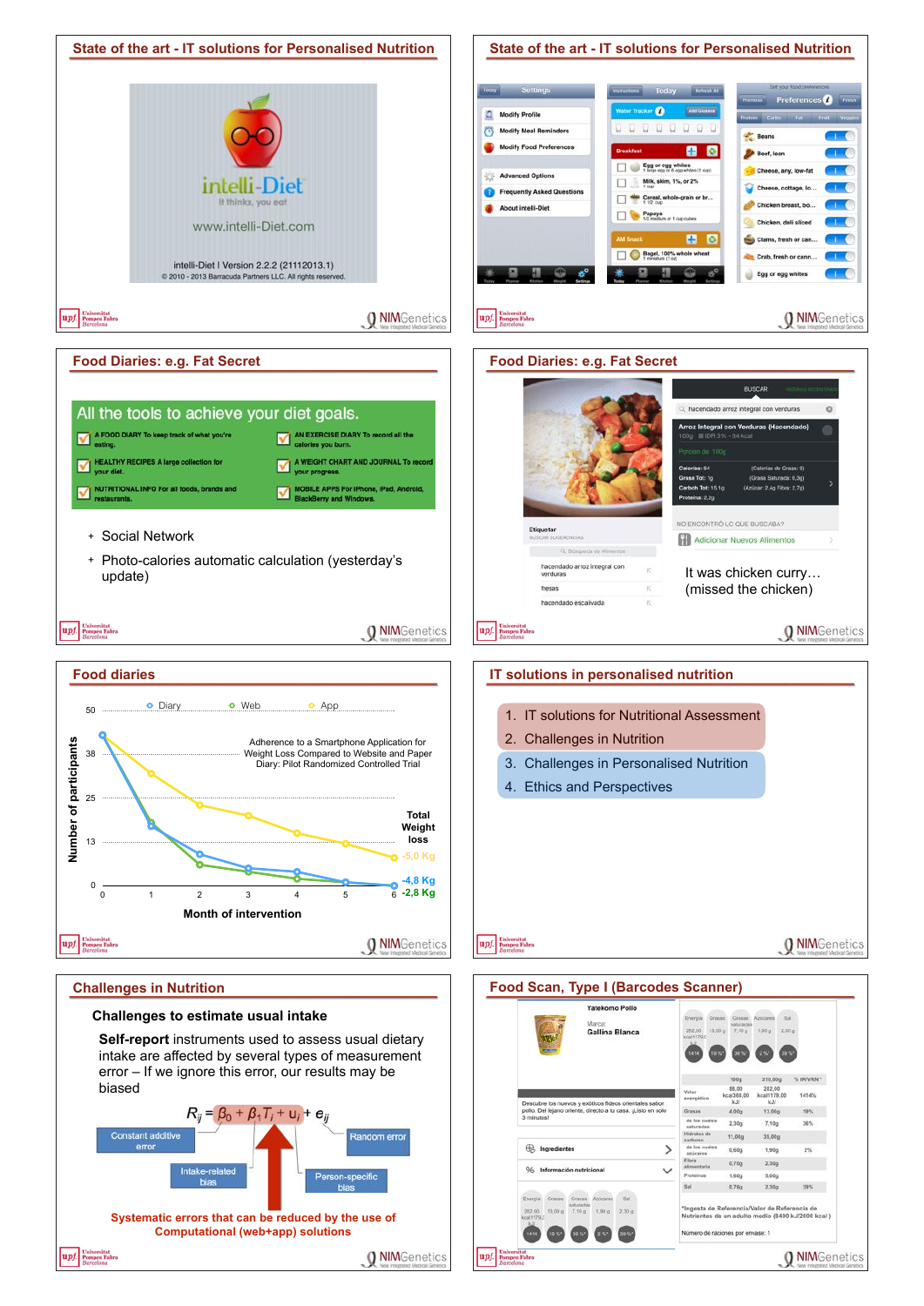## State of the art - IT solutions for Personalised Nutrition

intelli-Diet

It thinks, you eat

www.intelli-Diet.com

intelli-Diet I Version 2.2.2 (21112013.1)

© 2010 - 2013 Barracuda Partners LLC. All rights reserved.

## State of the art - IT solutions for Personalised Nutrition

## Food Diaries: e.g. Fat Secret

All the tools to achieve your diet goals.

- A FOOD DIARY To keep track of what you're eating.
- AN EXERCISE DIARY To record all the calories you burn.
- HEALTHY RECIPES A large collection for your diet.
- A WEIGHT CHART AND JOURNAL To record your progress.
- NUTRITIONAL INFO For all foods, brands and restaurants.
- MOBILE APPS For iPhone, iPad, Android, BlackBerry and Windows.

+ Social Network
+ Photo-calories automatic calculation (yesterday's update)

## Food Diaries: e.g. Fat Secret

It was chicken curry… (missed the chicken)

## Food diaries

Adherence to a Smartphone Application for Weight Loss Compared to Website and Paper Diary: Pilot Randomized Controlled Trial

Legend: Diary, Web, App

Y-axis: Number of participants (0, 13, 25, 38, 50)

X-axis: Month of intervention (0–6)

Total Weight loss: -5,0 Kg; -4,8 Kg; -2,8 Kg

## IT solutions in personalised nutrition

1. IT solutions for Nutritional Assessment
2. Challenges in Nutrition
3. Challenges in Personalised Nutrition
4. Ethics and Perspectives

## Challenges in Nutrition

### Challenges to estimate usual intake

**Self-report** instruments used to assess usual dietary intake are affected by several types of measurement error – If we ignore this error, our results may be biased

$$R_{ij} = \beta_0 + \beta_1 T_i + u_i + e_{ij}$$

Constant additive error; Intake-related bias; Person-specific bias; Random error

Systematic errors that can be reduced by the use of Computational (web+app) solutions

## Food Scan, Type I (Barcodes Scanner)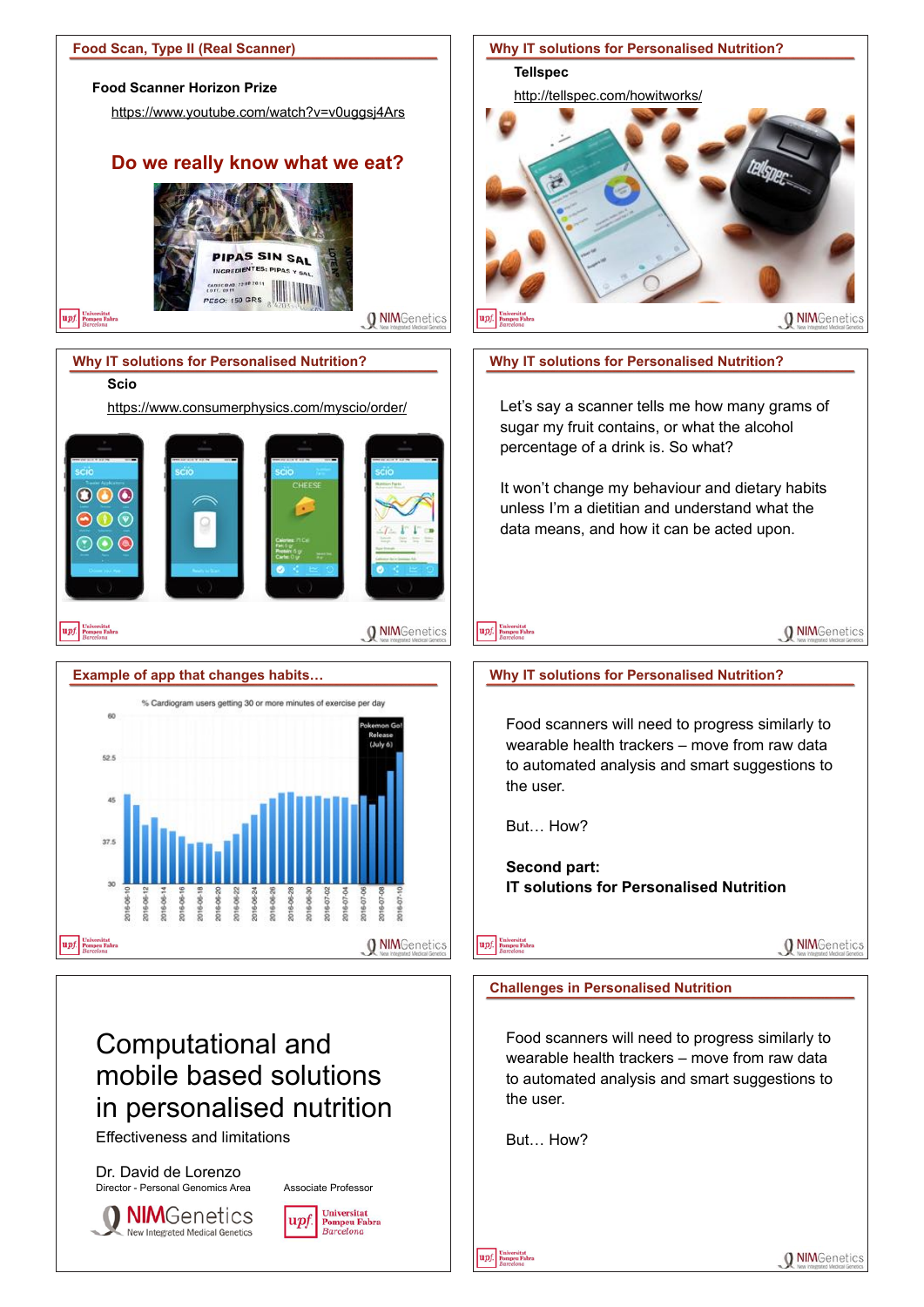## Food Scan, Type II (Real Scanner)

**Food Scanner Horizon Prize**

https://www.youtube.com/watch?v=v0uggsj4Ars

**Do we really know what we eat?**

## Why IT solutions for Personalised Nutrition?

**Tellspec**

http://tellspec.com/howitworks/

## Why IT solutions for Personalised Nutrition?

**Scio**

https://www.consumerphysics.com/myscio/order/

## Why IT solutions for Personalised Nutrition?

Let's say a scanner tells me how many grams of sugar my fruit contains, or what the alcohol percentage of a drink is. So what?

It won't change my behaviour and dietary habits unless I'm a dietitian and understand what the data means, and how it can be acted upon.

## Example of app that changes habits…

## Why IT solutions for Personalised Nutrition?

Food scanners will need to progress similarly to wearable health trackers – move from raw data to automated analysis and smart suggestions to the user.

But… How?

**Second part:**
**IT solutions for Personalised Nutrition**

# Computational and mobile based solutions in personalised nutrition

Effectiveness and limitations

Dr. David de Lorenzo

Director - Personal Genomics Area

Associate Professor

## Challenges in Personalised Nutrition

Food scanners will need to progress similarly to wearable health trackers – move from raw data to automated analysis and smart suggestions to the user.

But… How?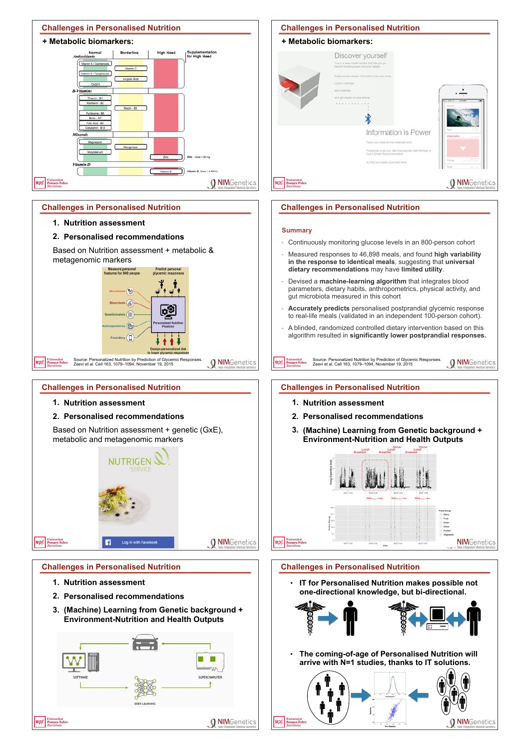## Challenges in Personalised Nutrition

**+ Metabolic biomarkers:**

| | Normal | Borderline | High Need | Supplementation for High Need |
|---|---|---|---|---|
| *Antioxidants* | | | | |
| Vitamin A / Carotenoids | | | | |
| Vitamin C | | | | |
| Vitamin E / Tocopherols | | | | |
| α-Lipoic Acid | | | | |
| CoQ10 | | | | |
| *B-Vitamins* | | | | |
| Thiamin - B1 | | | | |
| Riboflavin - B2 | | | | |
| Niacin - B3 | | | | |
| Pyridoxine - B6 | | | | |
| Biotin - B7 | | | | |
| Folic Acid - B9 | | | | |
| Cobalamin - B12 | | | | |
| *Minerals* | | | | |
| Magnesium | | | | |
| Manganese | | | | |
| Molybdenum | | | | |
| Zinc | | | | Zinc - Dose =30 mg |
| *Vitamin D* | | | | |
| Vitamin D | | | | Vitamin D Dose = 4,000 IU |

## Challenges in Personalised Nutrition

**+ Metabolic biomarkers:**

Discover yourself

Information is Power

## Challenges in Personalised Nutrition

1. **Nutrition assessment**
2. **Personalised recommendations**

Based on Nutrition assessment + metabolic & metagenomic markers

Measure personal features for 800 people — Predict personal glycemic responses

Microbiome, Blood tests, Questionnaires, Anthropometrics, Food diary → Personalized Nutrition Predictor

Design personalized diet to lower glycemic responses

Source: Personalized Nutrition by Prediction of Glycemic Responses. Zeevi et al. Cell 163, 1079–1094, November 19, 2015

## Challenges in Personalised Nutrition

**Summary**

- Continuously monitoring glucose levels in an 800-person cohort
- Measured responses to 46,898 meals, and found **high variability in the response to identical meals**, suggesting that **universal dietary recommendations** may have **limited utility**.
- Devised a **machine-learning algorithm** that integrates blood parameters, dietary habits, anthropometrics, physical activity, and gut microbiota measured in this cohort
- **Accurately predicts** personalised postprandial glycemic response to real-life meals (validated in an independent 100-person cohort).
- A blinded, randomized controlled dietary intervention based on this algorithm resulted in **significantly lower postprandial responses.**

Source: Personalized Nutrition by Prediction of Glycemic Responses. Zeevi et al. Cell 163, 1079–1094, November 19, 2015

## Challenges in Personalised Nutrition

1. **Nutrition assessment**
2. **Personalised recommendations**

Based on Nutrition assessment + genetic (GxE), metabolic and metagenomic markers

NUTRIGEN SERVICE

Log in with Facebook

## Challenges in Personalised Nutrition

1. **Nutrition assessment**
2. **Personalised recommendations**
3. **(Machine) Learning from Genetic background + Environment-Nutrition and Health Outputs**

## Challenges in Personalised Nutrition

1. **Nutrition assessment**
2. **Personalised recommendations**
3. **(Machine) Learning from Genetic background + Environment-Nutrition and Health Outputs**

SOFTWARE — SUPERCOMPUTER — DEEP LEARNING

## Challenges in Personalised Nutrition

- **IT for Personalised Nutrition makes possible not one-directional knowledge, but bi-directional.**
- **The coming-of-age of Personalised Nutrition will arrive with N=1 studies, thanks to IT solutions.**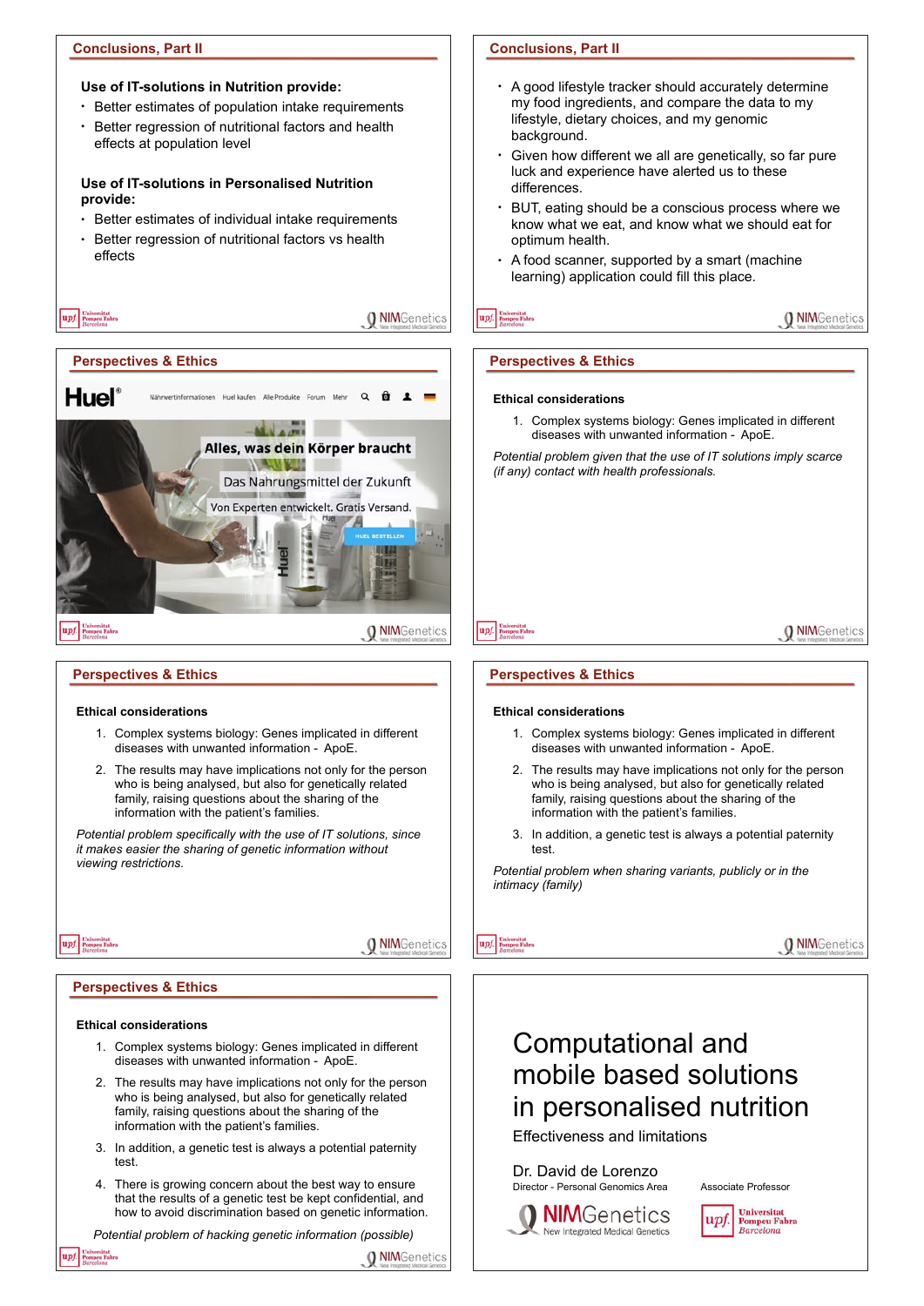## Conclusions, Part II

**Use of IT-solutions in Nutrition provide:**

- Better estimates of population intake requirements
- Better regression of nutritional factors and health effects at population level

**Use of IT-solutions in Personalised Nutrition provide:**

- Better estimates of individual intake requirements
- Better regression of nutritional factors vs health effects

## Conclusions, Part II

- A good lifestyle tracker should accurately determine my food ingredients, and compare the data to my lifestyle, dietary choices, and my genomic background.
- Given how different we all are genetically, so far pure luck and experience have alerted us to these differences.
- BUT, eating should be a conscious process where we know what we eat, and know what we should eat for optimum health.
- A food scanner, supported by a smart (machine learning) application could fill this place.

## Perspectives & Ethics

Huel®

Nährwertinformationen Huel kaufen Alle Produkte Forum Mehr

Alles, was dein Körper braucht

Das Nahrungsmittel der Zukunft

Von Experten entwickelt. Gratis Versand.

HUEL BESTELLEN

## Perspectives & Ethics

**Ethical considerations**

1. Complex systems biology: Genes implicated in different diseases with unwanted information - ApoE.

*Potential problem given that the use of IT solutions imply scarce (if any) contact with health professionals.*

## Perspectives & Ethics

**Ethical considerations**

1. Complex systems biology: Genes implicated in different diseases with unwanted information - ApoE.
2. The results may have implications not only for the person who is being analysed, but also for genetically related family, raising questions about the sharing of the information with the patient's families.

*Potential problem specifically with the use of IT solutions, since it makes easier the sharing of genetic information without viewing restrictions.*

## Perspectives & Ethics

**Ethical considerations**

1. Complex systems biology: Genes implicated in different diseases with unwanted information - ApoE.
2. The results may have implications not only for the person who is being analysed, but also for genetically related family, raising questions about the sharing of the information with the patient's families.
3. In addition, a genetic test is always a potential paternity test.

*Potential problem when sharing variants, publicly or in the intimacy (family)*

## Perspectives & Ethics

**Ethical considerations**

1. Complex systems biology: Genes implicated in different diseases with unwanted information - ApoE.
2. The results may have implications not only for the person who is being analysed, but also for genetically related family, raising questions about the sharing of the information with the patient's families.
3. In addition, a genetic test is always a potential paternity test.
4. There is growing concern about the best way to ensure that the results of a genetic test be kept confidential, and how to avoid discrimination based on genetic information.

*Potential problem of hacking genetic information (possible)*

# Computational and mobile based solutions in personalised nutrition

Effectiveness and limitations

Dr. David de Lorenzo

Director - Personal Genomics Area

Associate Professor

NIMGenetics – New Integrated Medical Genetics

Universitat Pompeu Fabra Barcelona